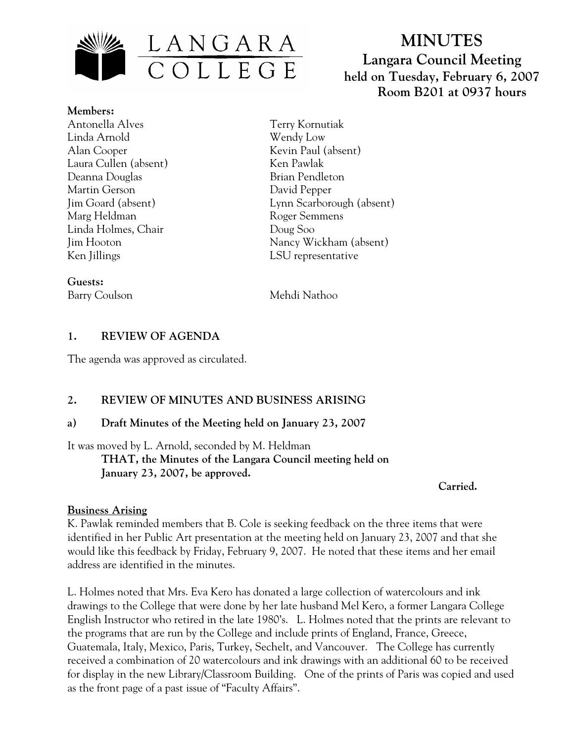LANGARA COLLEGE

# MINUTES

## Langara Council Meeting

**held on Tuesday, February 6, 2007**
**Room B201 at 0937 hours**

**Members:**

Antonella Alves
Linda Arnold
Alan Cooper
Laura Cullen (absent)
Deanna Douglas
Martin Gerson
Jim Goard (absent)
Marg Heldman
Linda Holmes, Chair
Jim Hooton
Ken Jillings
Terry Kornutiak
Wendy Low
Kevin Paul (absent)
Ken Pawlak
Brian Pendleton
David Pepper
Lynn Scarborough (absent)
Roger Semmens
Doug Soo
Nancy Wickham (absent)
LSU representative

**Guests:**

Barry Coulson
Mehdi Nathoo

### 1. REVIEW OF AGENDA

The agenda was approved as circulated.

### 2. REVIEW OF MINUTES AND BUSINESS ARISING

#### a) Draft Minutes of the Meeting held on January 23, 2007

It was moved by L. Arnold, seconded by M. Heldman

**THAT, the Minutes of the Langara Council meeting held on January 23, 2007, be approved.**

**Carried.**

**Business Arising**

K. Pawlak reminded members that B. Cole is seeking feedback on the three items that were identified in her Public Art presentation at the meeting held on January 23, 2007 and that she would like this feedback by Friday, February 9, 2007. He noted that these items and her email address are identified in the minutes.

L. Holmes noted that Mrs. Eva Kero has donated a large collection of watercolours and ink drawings to the College that were done by her late husband Mel Kero, a former Langara College English Instructor who retired in the late 1980's. L. Holmes noted that the prints are relevant to the programs that are run by the College and include prints of England, France, Greece, Guatemala, Italy, Mexico, Paris, Turkey, Sechelt, and Vancouver. The College has currently received a combination of 20 watercolours and ink drawings with an additional 60 to be received for display in the new Library/Classroom Building. One of the prints of Paris was copied and used as the front page of a past issue of "Faculty Affairs".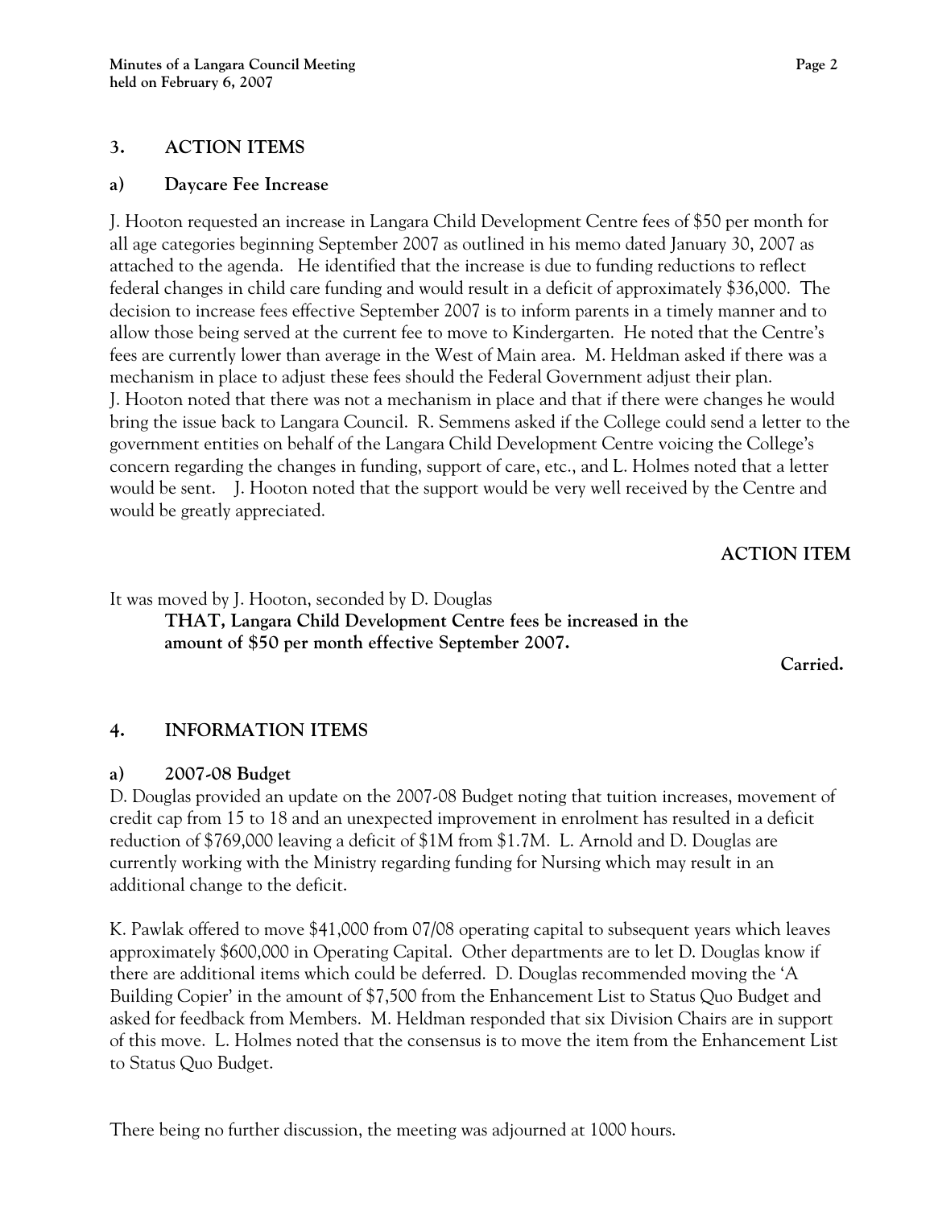## 3. ACTION ITEMS

### a) Daycare Fee Increase

J. Hooton requested an increase in Langara Child Development Centre fees of $50 per month for all age categories beginning September 2007 as outlined in his memo dated January 30, 2007 as attached to the agenda. He identified that the increase is due to funding reductions to reflect federal changes in child care funding and would result in a deficit of approximately $36,000. The decision to increase fees effective September 2007 is to inform parents in a timely manner and to allow those being served at the current fee to move to Kindergarten. He noted that the Centre's fees are currently lower than average in the West of Main area. M. Heldman asked if there was a mechanism in place to adjust these fees should the Federal Government adjust their plan. J. Hooton noted that there was not a mechanism in place and that if there were changes he would bring the issue back to Langara Council. R. Semmens asked if the College could send a letter to the government entities on behalf of the Langara Child Development Centre voicing the College's concern regarding the changes in funding, support of care, etc., and L. Holmes noted that a letter would be sent. J. Hooton noted that the support would be very well received by the Centre and would be greatly appreciated.

**ACTION ITEM**

It was moved by J. Hooton, seconded by D. Douglas

**THAT, Langara Child Development Centre fees be increased in the amount of $50 per month effective September 2007.**

**Carried.**

## 4. INFORMATION ITEMS

### a) 2007-08 Budget

D. Douglas provided an update on the 2007-08 Budget noting that tuition increases, movement of credit cap from 15 to 18 and an unexpected improvement in enrolment has resulted in a deficit reduction of $769,000 leaving a deficit of $1M from $1.7M. L. Arnold and D. Douglas are currently working with the Ministry regarding funding for Nursing which may result in an additional change to the deficit.

K. Pawlak offered to move $41,000 from 07/08 operating capital to subsequent years which leaves approximately $600,000 in Operating Capital. Other departments are to let D. Douglas know if there are additional items which could be deferred. D. Douglas recommended moving the 'A Building Copier' in the amount of $7,500 from the Enhancement List to Status Quo Budget and asked for feedback from Members. M. Heldman responded that six Division Chairs are in support of this move. L. Holmes noted that the consensus is to move the item from the Enhancement List to Status Quo Budget.

There being no further discussion, the meeting was adjourned at 1000 hours.